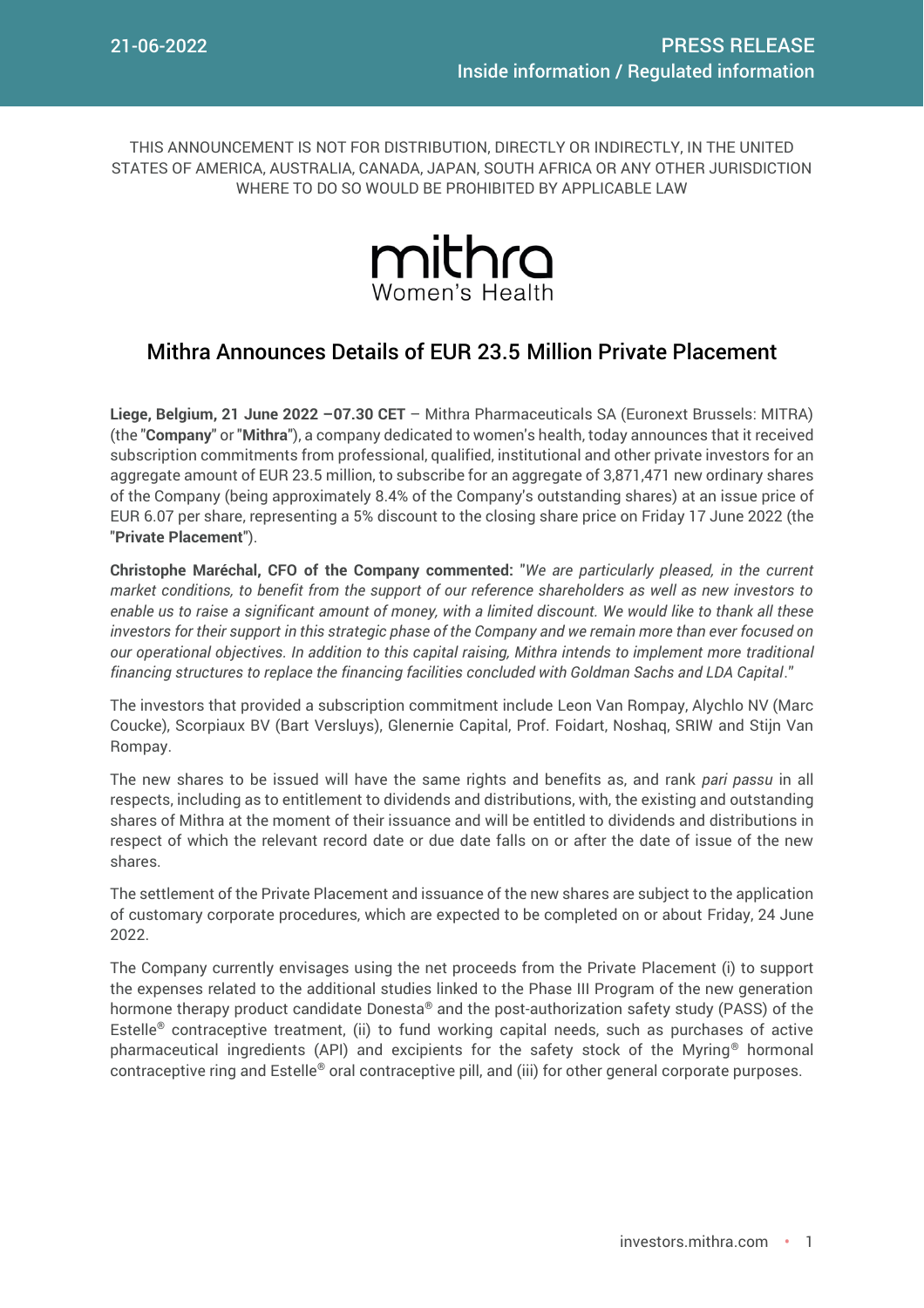THIS ANNOUNCEMENT IS NOT FOR DISTRIBUTION, DIRECTLY OR INDIRECTLY, IN THE UNITED STATES OF AMERICA, AUSTRALIA, CANADA, JAPAN, SOUTH AFRICA OR ANY OTHER JURISDICTION WHERE TO DO SO WOULD BE PROHIBITED BY APPLICABLE LAW

# Mithra Announces Details of EUR 23.5 Million Private Placement

**Liege, Belgium, 21 June 2022 –07.30 CET** – Mithra Pharmaceuticals SA (Euronext Brussels: MITRA) (the "**Company**" or "**Mithra**"), a company dedicated to women's health, today announces that it received subscription commitments from professional, qualified, institutional and other private investors for an aggregate amount of EUR 23.5 million, to subscribe for an aggregate of 3,871,471 new ordinary shares of the Company (being approximately 8.4% of the Company's outstanding shares) at an issue price of EUR 6.07 per share, representing a 5% discount to the closing share price on Friday 17 June 2022 (the "**Private Placement**").

**Christophe Maréchal, CFO of the Company commented:** "*We are particularly pleased, in the current market conditions, to benefit from the support of our reference shareholders as well as new investors to enable us to raise a significant amount of money, with a limited discount. We would like to thank all these investors for their support in this strategic phase of the Company and we remain more than ever focused on our operational objectives. In addition to this capital raising, Mithra intends to implement more traditional financing structures to replace the financing facilities concluded with Goldman Sachs and LDA Capital*."

The investors that provided a subscription commitment include Leon Van Rompay, Alychlo NV (Marc Coucke), Scorpiaux BV (Bart Versluys), Glenernie Capital, Prof. Foidart, Noshaq, SRIW and Stijn Van Rompay.

The new shares to be issued will have the same rights and benefits as, and rank *pari passu* in all respects, including as to entitlement to dividends and distributions, with, the existing and outstanding shares of Mithra at the moment of their issuance and will be entitled to dividends and distributions in respect of which the relevant record date or due date falls on or after the date of issue of the new shares.

The settlement of the Private Placement and issuance of the new shares are subject to the application of customary corporate procedures, which are expected to be completed on or about Friday, 24 June 2022.

The Company currently envisages using the net proceeds from the Private Placement (i) to support the expenses related to the additional studies linked to the Phase III Program of the new generation hormone therapy product candidate Donesta® and the post-authorization safety study (PASS) of the Estelle® contraceptive treatment, (ii) to fund working capital needs, such as purchases of active pharmaceutical ingredients (API) and excipients for the safety stock of the Myring® hormonal contraceptive ring and Estelle® oral contraceptive pill, and (iii) for other general corporate purposes.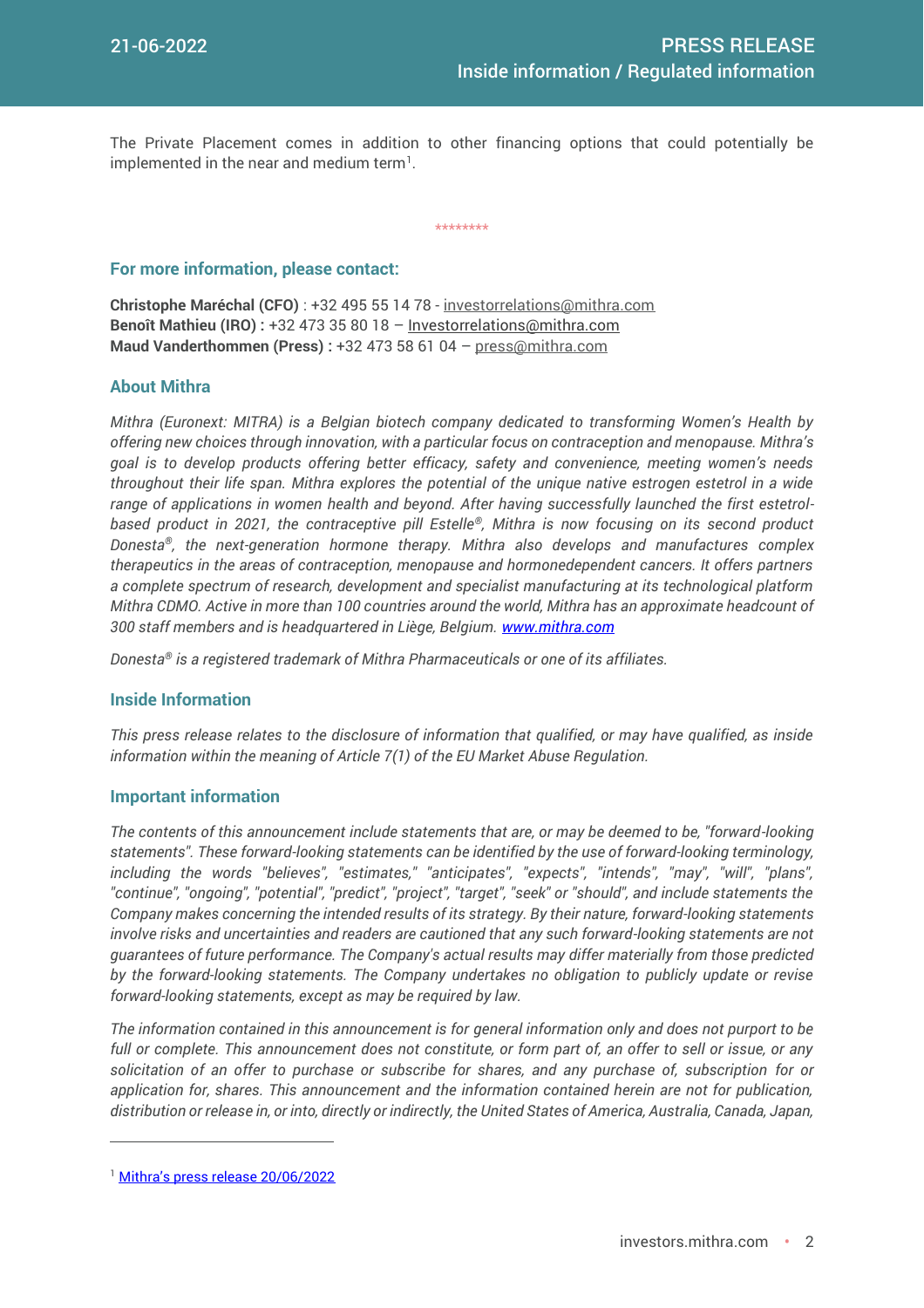The Private Placement comes in addition to other financing options that could potentially be implemented in the near and medium term[1].

********

## For more information, please contact:

**Christophe Maréchal (CFO)** : +32 495 55 14 78 - investorrelations@mithra.com
**Benoît Mathieu (IRO) :** +32 473 35 80 18 – Investorrelations@mithra.com
**Maud Vanderthommen (Press) :** +32 473 58 61 04 – press@mithra.com

## About Mithra

*Mithra (Euronext: MITRA) is a Belgian biotech company dedicated to transforming Women's Health by offering new choices through innovation, with a particular focus on contraception and menopause. Mithra's goal is to develop products offering better efficacy, safety and convenience, meeting women's needs throughout their life span. Mithra explores the potential of the unique native estrogen estetrol in a wide range of applications in women health and beyond. After having successfully launched the first estetrol-based product in 2021, the contraceptive pill Estelle®, Mithra is now focusing on its second product Donesta®, the next-generation hormone therapy. Mithra also develops and manufactures complex therapeutics in the areas of contraception, menopause and hormonedependent cancers. It offers partners a complete spectrum of research, development and specialist manufacturing at its technological platform Mithra CDMO. Active in more than 100 countries around the world, Mithra has an approximate headcount of 300 staff members and is headquartered in Liège, Belgium. www.mithra.com*

*Donesta® is a registered trademark of Mithra Pharmaceuticals or one of its affiliates.*

## Inside Information

*This press release relates to the disclosure of information that qualified, or may have qualified, as inside information within the meaning of Article 7(1) of the EU Market Abuse Regulation.*

## Important information

*The contents of this announcement include statements that are, or may be deemed to be, "forward-looking statements". These forward-looking statements can be identified by the use of forward-looking terminology, including the words "believes", "estimates," "anticipates", "expects", "intends", "may", "will", "plans", "continue", "ongoing", "potential", "predict", "project", "target", "seek" or "should", and include statements the Company makes concerning the intended results of its strategy. By their nature, forward-looking statements involve risks and uncertainties and readers are cautioned that any such forward-looking statements are not guarantees of future performance. The Company's actual results may differ materially from those predicted by the forward-looking statements. The Company undertakes no obligation to publicly update or revise forward-looking statements, except as may be required by law.*

*The information contained in this announcement is for general information only and does not purport to be full or complete. This announcement does not constitute, or form part of, an offer to sell or issue, or any solicitation of an offer to purchase or subscribe for shares, and any purchase of, subscription for or application for, shares. This announcement and the information contained herein are not for publication, distribution or release in, or into, directly or indirectly, the United States of America, Australia, Canada, Japan,*

---

[1] Mithra's press release 20/06/2022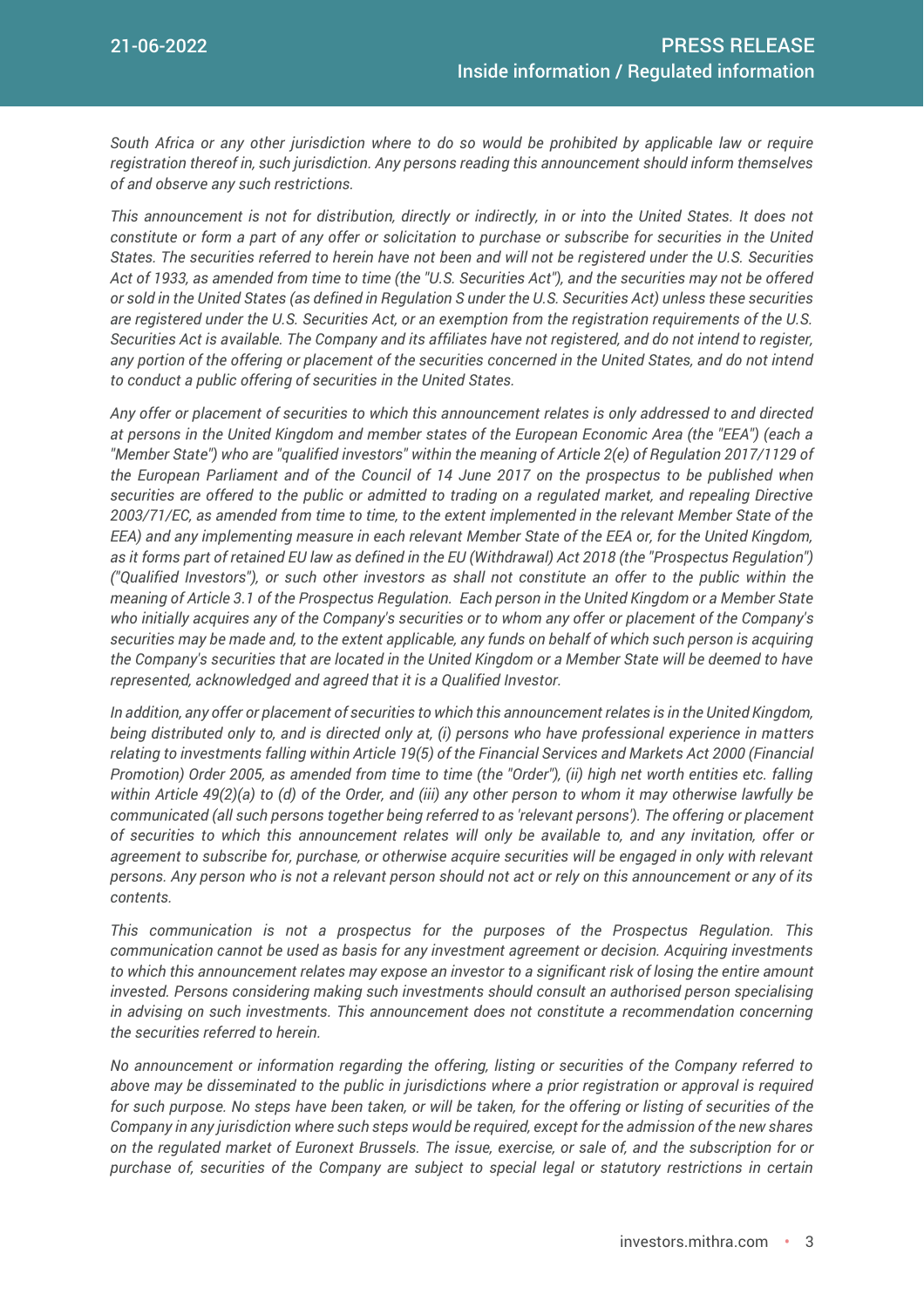*South Africa or any other jurisdiction where to do so would be prohibited by applicable law or require registration thereof in, such jurisdiction. Any persons reading this announcement should inform themselves of and observe any such restrictions.*

*This announcement is not for distribution, directly or indirectly, in or into the United States. It does not constitute or form a part of any offer or solicitation to purchase or subscribe for securities in the United States. The securities referred to herein have not been and will not be registered under the U.S. Securities Act of 1933, as amended from time to time (the "U.S. Securities Act"), and the securities may not be offered or sold in the United States (as defined in Regulation S under the U.S. Securities Act) unless these securities are registered under the U.S. Securities Act, or an exemption from the registration requirements of the U.S. Securities Act is available. The Company and its affiliates have not registered, and do not intend to register, any portion of the offering or placement of the securities concerned in the United States, and do not intend to conduct a public offering of securities in the United States.*

*Any offer or placement of securities to which this announcement relates is only addressed to and directed at persons in the United Kingdom and member states of the European Economic Area (the "EEA") (each a "Member State") who are "qualified investors" within the meaning of Article 2(e) of Regulation 2017/1129 of the European Parliament and of the Council of 14 June 2017 on the prospectus to be published when securities are offered to the public or admitted to trading on a regulated market, and repealing Directive 2003/71/EC, as amended from time to time, to the extent implemented in the relevant Member State of the EEA) and any implementing measure in each relevant Member State of the EEA or, for the United Kingdom, as it forms part of retained EU law as defined in the EU (Withdrawal) Act 2018 (the "Prospectus Regulation") ("Qualified Investors"), or such other investors as shall not constitute an offer to the public within the meaning of Article 3.1 of the Prospectus Regulation. Each person in the United Kingdom or a Member State who initially acquires any of the Company's securities or to whom any offer or placement of the Company's securities may be made and, to the extent applicable, any funds on behalf of which such person is acquiring the Company's securities that are located in the United Kingdom or a Member State will be deemed to have represented, acknowledged and agreed that it is a Qualified Investor.*

*In addition, any offer or placement of securities to which this announcement relates is in the United Kingdom, being distributed only to, and is directed only at, (i) persons who have professional experience in matters relating to investments falling within Article 19(5) of the Financial Services and Markets Act 2000 (Financial Promotion) Order 2005, as amended from time to time (the "Order"), (ii) high net worth entities etc. falling within Article 49(2)(a) to (d) of the Order, and (iii) any other person to whom it may otherwise lawfully be communicated (all such persons together being referred to as 'relevant persons'). The offering or placement of securities to which this announcement relates will only be available to, and any invitation, offer or agreement to subscribe for, purchase, or otherwise acquire securities will be engaged in only with relevant persons. Any person who is not a relevant person should not act or rely on this announcement or any of its contents.*

*This communication is not a prospectus for the purposes of the Prospectus Regulation. This communication cannot be used as basis for any investment agreement or decision. Acquiring investments to which this announcement relates may expose an investor to a significant risk of losing the entire amount invested. Persons considering making such investments should consult an authorised person specialising in advising on such investments. This announcement does not constitute a recommendation concerning the securities referred to herein.*

*No announcement or information regarding the offering, listing or securities of the Company referred to above may be disseminated to the public in jurisdictions where a prior registration or approval is required for such purpose. No steps have been taken, or will be taken, for the offering or listing of securities of the Company in any jurisdiction where such steps would be required, except for the admission of the new shares on the regulated market of Euronext Brussels. The issue, exercise, or sale of, and the subscription for or purchase of, securities of the Company are subject to special legal or statutory restrictions in certain*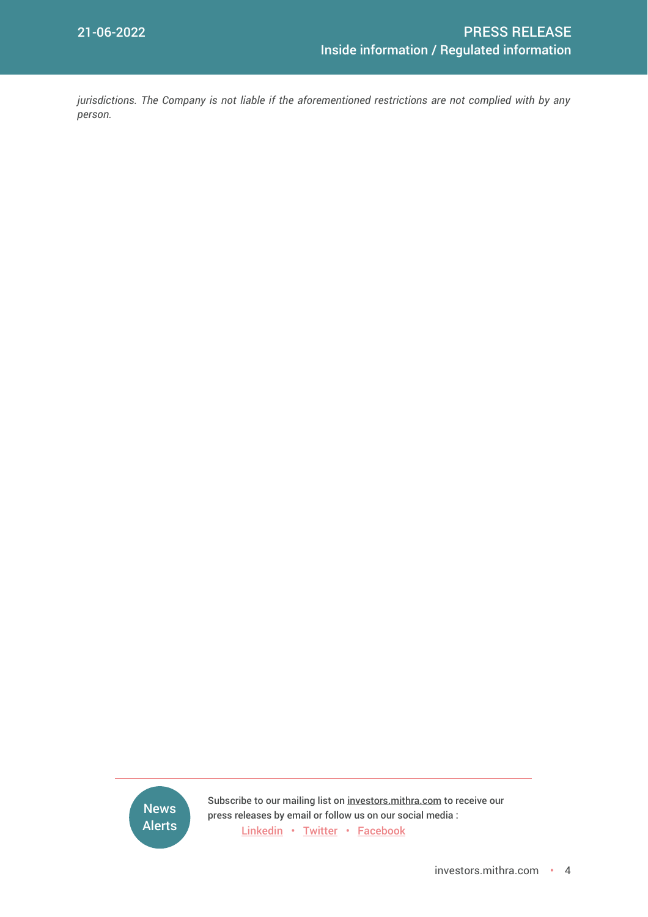*jurisdictions. The Company is not liable if the aforementioned restrictions are not complied with by any person.*

News Alerts

Subscribe to our mailing list on investors.mithra.com to receive our press releases by email or follow us on our social media :

Linkedin • Twitter • Facebook